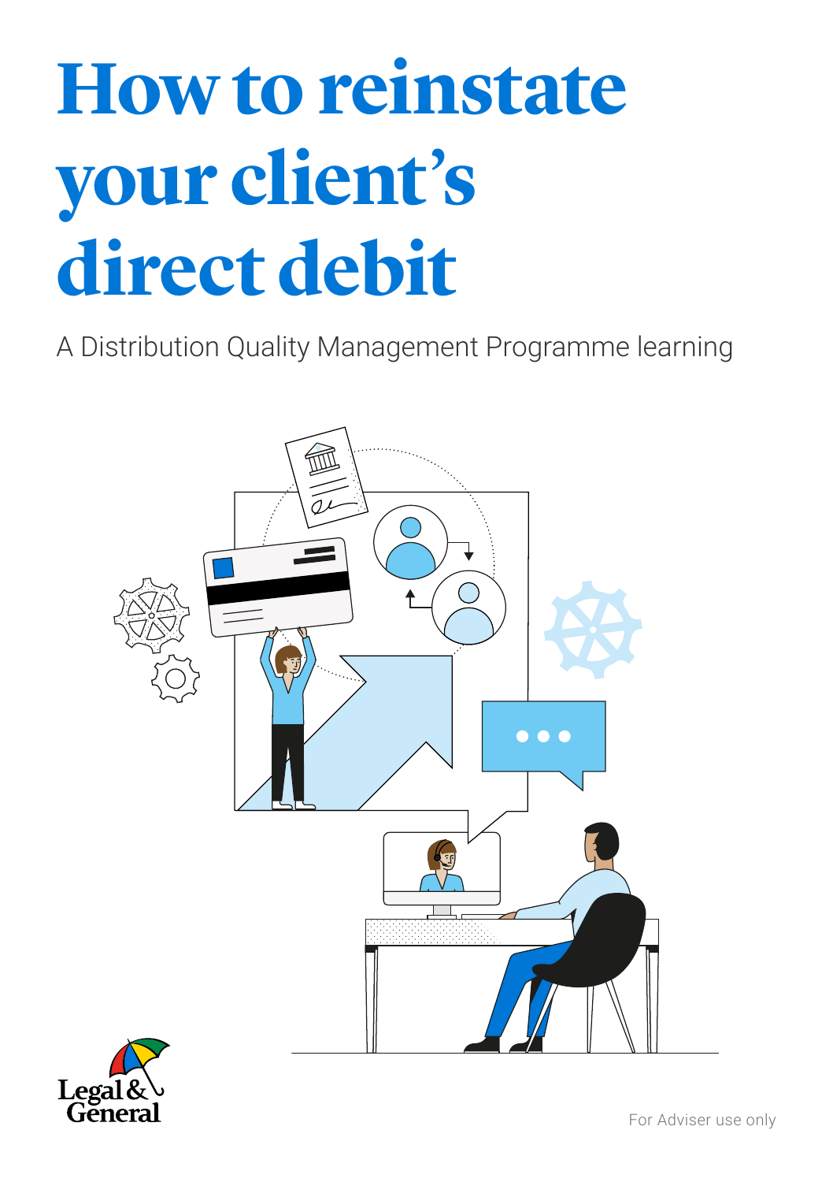# How to reinstate your client's direct debit

A Distribution Quality Management Programme learning

Legal & General

For Adviser use only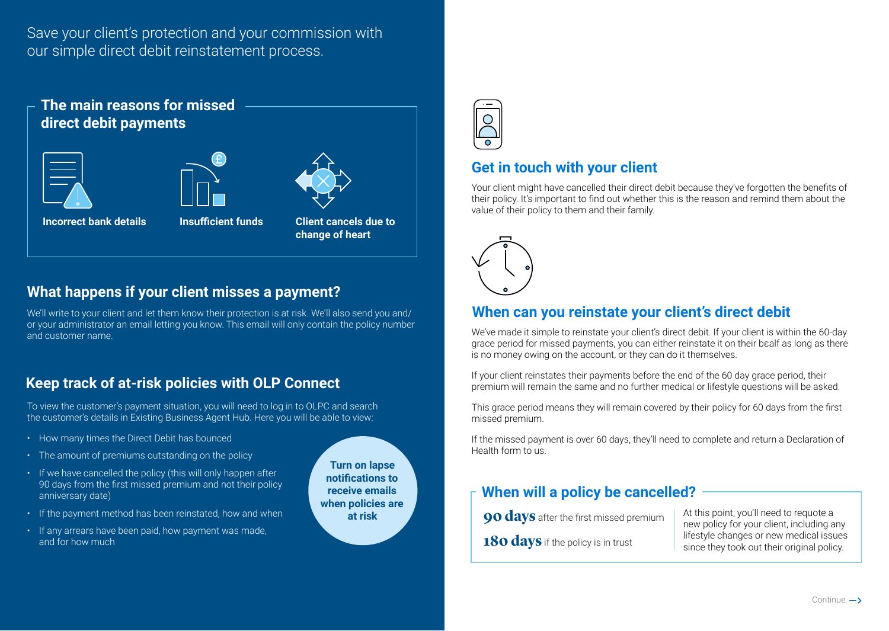Save your client's protection and your commission with our simple direct debit reinstatement process.

## The main reasons for missed direct debit payments

**Incorrect bank details**

**Insufficient funds**

**Client cancels due to change of heart**

## What happens if your client misses a payment?

We'll write to your client and let them know their protection is at risk. We'll also send you and/ or your administrator an email letting you know. This email will only contain the policy number and customer name.

## Keep track of at-risk policies with OLP Connect

To view the customer's payment situation, you will need to log in to OLPC and search the customer's details in Existing Business Agent Hub. Here you will be able to view:

- How many times the Direct Debit has bounced
- The amount of premiums outstanding on the policy
- If we have cancelled the policy (this will only happen after 90 days from the first missed premium and not their policy anniversary date)
- If the payment method has been reinstated, how and when
- If any arrears have been paid, how payment was made, and for how much

**Turn on lapse notifications to receive emails when policies are at risk**

## Get in touch with your client

Your client might have cancelled their direct debit because they've forgotten the benefits of their policy. It's important to find out whether this is the reason and remind them about the value of their policy to them and their family.

## When can you reinstate your client's direct debit

We've made it simple to reinstate your client's direct debit. If your client is within the 60-day grace period for missed payments, you can either reinstate it on their bealf as long as there is no money owing on the account, or they can do it themselves.

If your client reinstates their payments before the end of the 60 day grace period, their premium will remain the same and no further medical or lifestyle questions will be asked.

This grace period means they will remain covered by their policy for 60 days from the first missed premium.

If the missed payment is over 60 days, they'll need to complete and return a Declaration of Health form to us.

## When will a policy be cancelled?

**90 days** after the first missed premium

**180 days** if the policy is in trust

At this point, you'll need to requote a new policy for your client, including any lifestyle changes or new medical issues since they took out their original policy.

Continue →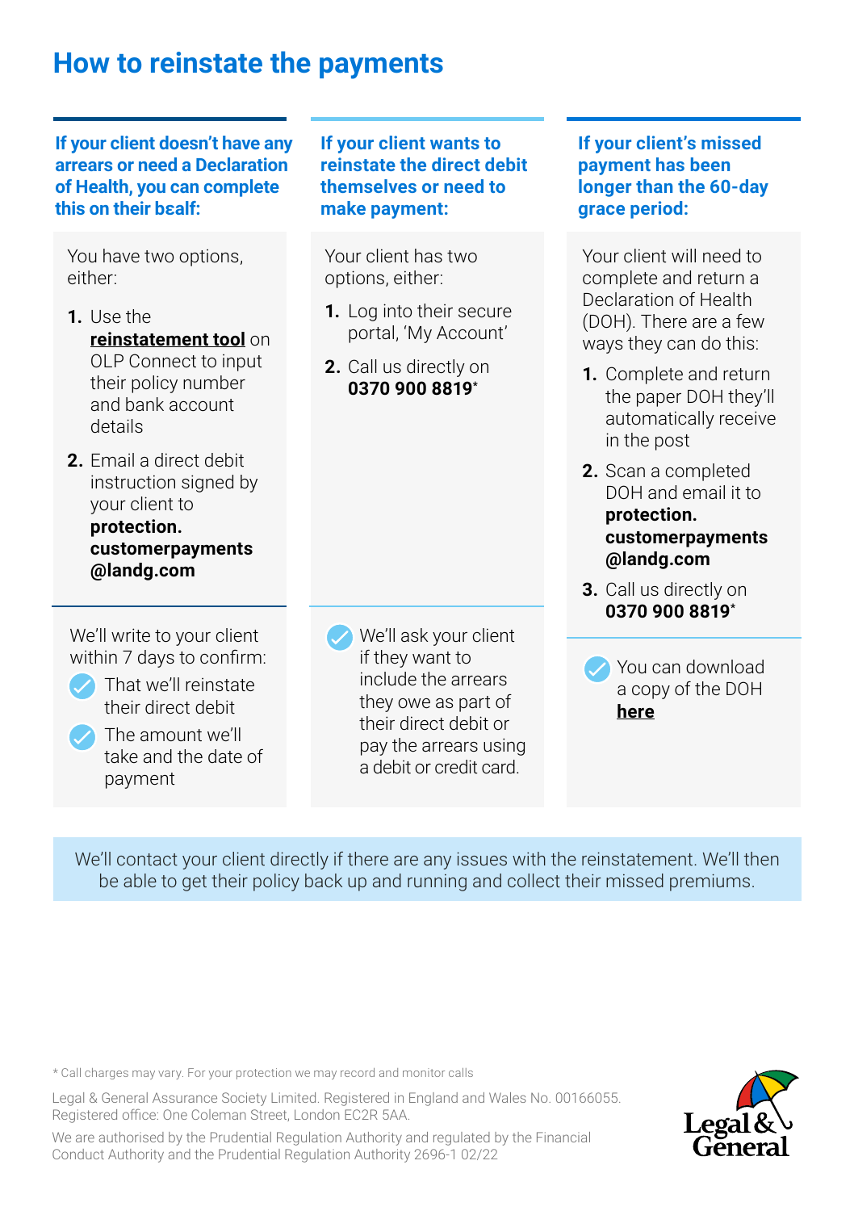# How to reinstate the payments

### If your client doesn't have any arrears or need a Declaration of Health, you can complete this on their bealf:

You have two options, either:

1. Use the **reinstatement tool** on OLP Connect to input their policy number and bank account details
2. Email a direct debit instruction signed by your client to **protection.customerpayments@landg.com**

We'll write to your client within 7 days to confirm:

- That we'll reinstate their direct debit
- The amount we'll take and the date of payment

### If your client wants to reinstate the direct debit themselves or need to make payment:

Your client has two options, either:

1. Log into their secure portal, 'My Account'
2. Call us directly on **0370 900 8819***

- We'll ask your client if they want to include the arrears they owe as part of their direct debit or pay the arrears using a debit or credit card.

### If your client's missed payment has been longer than the 60-day grace period:

Your client will need to complete and return a Declaration of Health (DOH). There are a few ways they can do this:

1. Complete and return the paper DOH they'll automatically receive in the post
2. Scan a completed DOH and email it to **protection.customerpayments@landg.com**
3. Call us directly on **0370 900 8819***

- You can download a copy of the DOH **here**

We'll contact your client directly if there are any issues with the reinstatement. We'll then be able to get their policy back up and running and collect their missed premiums.

* Call charges may vary. For your protection we may record and monitor calls

Legal & General Assurance Society Limited. Registered in England and Wales No. 00166055. Registered office: One Coleman Street, London EC2R 5AA.

We are authorised by the Prudential Regulation Authority and regulated by the Financial Conduct Authority and the Prudential Regulation Authority 2696-1 02/22

Legal & General